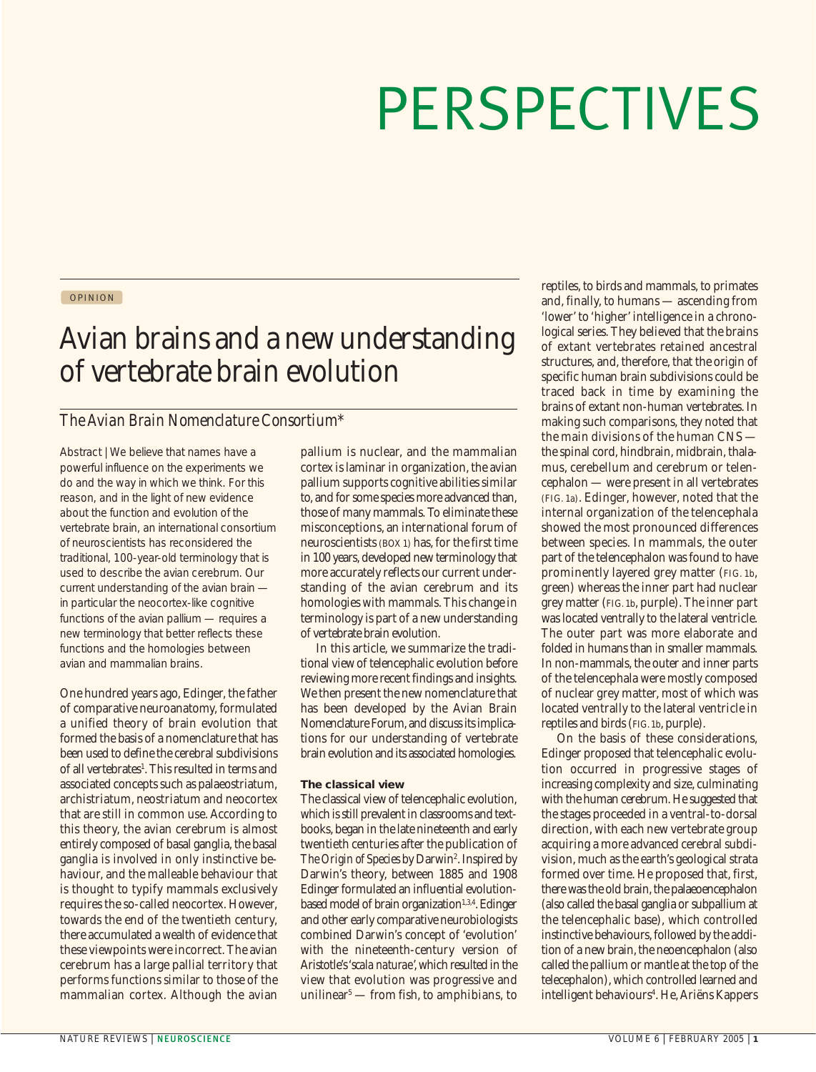# PERSPECTIVES

OPINION

# Avian brains and a new understanding of vertebrate brain evolution

*The Avian Brain Nomenclature Consortium\**

Abstract | We believe that names have a powerful influence on the experiments we do and the way in which we think. For this reason, and in the light of new evidence about the function and evolution of the vertebrate brain, an international consortium of neuroscientists has reconsidered the traditional, 100-year-old terminology that is used to describe the avian cerebrum. Our current understanding of the avian brain — in particular the neocortex-like cognitive functions of the avian pallium — requires a new terminology that better reflects these functions and the homologies between avian and mammalian brains.

One hundred years ago, Edinger, the father of comparative neuroanatomy, formulated a unified theory of brain evolution that formed the basis of a nomenclature that has been used to define the cerebral subdivisions of all vertebrates[1]. This resulted in terms and associated concepts such as palaeostriatum, archistriatum, neostriatum and neocortex that are still in common use. According to this theory, the avian cerebrum is almost entirely composed of basal ganglia, the basal ganglia is involved in only instinctive behaviour, and the malleable behaviour that is thought to typify mammals exclusively requires the so-called neocortex. However, towards the end of the twentieth century, there accumulated a wealth of evidence that these viewpoints were incorrect. The avian cerebrum has a large pallial territory that performs functions similar to those of the mammalian cortex. Although the avian pallium is nuclear, and the mammalian cortex is laminar in organization, the avian pallium supports cognitive abilities similar to, and for some species more advanced than, those of many mammals. To eliminate these misconceptions, an international forum of neuroscientists (BOX 1) has, for the first time in 100 years, developed new terminology that more accurately reflects our current understanding of the avian cerebrum and its homologies with mammals. This change in terminology is part of a new understanding of vertebrate brain evolution.

In this article, we summarize the traditional view of telencephalic evolution before reviewing more recent findings and insights. We then present the new nomenclature that has been developed by the Avian Brain Nomenclature Forum, and discuss its implications for our understanding of vertebrate brain evolution and its associated homologies.

### The classical view

The classical view of telencephalic evolution, which is still prevalent in classrooms and textbooks, began in the late nineteenth and early twentieth centuries after the publication of *The Origin of Species* by Darwin[2]. Inspired by Darwin's theory, between 1885 and 1908 Edinger formulated an influential evolution-based model of brain organization[1,3,4]. Edinger and other early comparative neurobiologists combined Darwin's concept of 'evolution' with the nineteenth-century version of Aristotle's '*scala naturae*', which resulted in the view that evolution was progressive and unilinear[5] — from fish, to amphibians, to reptiles, to birds and mammals, to primates and, finally, to humans — ascending from 'lower' to 'higher' intelligence in a chronological series. They believed that the brains of extant vertebrates retained ancestral structures, and, therefore, that the origin of specific human brain subdivisions could be traced back in time by examining the brains of extant non-human vertebrates. In making such comparisons, they noted that the main divisions of the human CNS — the spinal cord, hindbrain, midbrain, thalamus, cerebellum and cerebrum or telencephalon — were present in all vertebrates (FIG. 1a). Edinger, however, noted that the internal organization of the telencephala showed the most pronounced differences between species. In mammals, the outer part of the telencephalon was found to have prominently layered grey matter (FIG. 1b, green) whereas the inner part had nuclear grey matter (FIG. 1b, purple). The inner part was located ventrally to the lateral ventricle. The outer part was more elaborate and folded in humans than in smaller mammals. In non-mammals, the outer and inner parts of the telencephala were mostly composed of nuclear grey matter, most of which was located ventrally to the lateral ventricle in reptiles and birds (FIG. 1b, purple).

On the basis of these considerations, Edinger proposed that telencephalic evolution occurred in progressive stages of increasing complexity and size, culminating with the human cerebrum. He suggested that the stages proceeded in a ventral-to-dorsal direction, with each new vertebrate group acquiring a more advanced cerebral subdivision, much as the earth's geological strata formed over time. He proposed that, first, there was the old brain, the palaeoencephalon (also called the basal ganglia or subpallium at the telencephalic base), which controlled instinctive behaviours, followed by the addition of a new brain, the neoencephalon (also called the pallium or mantle at the top of the telecephalon), which controlled learned and intelligent behaviours[4]. He, Ariëns Kappers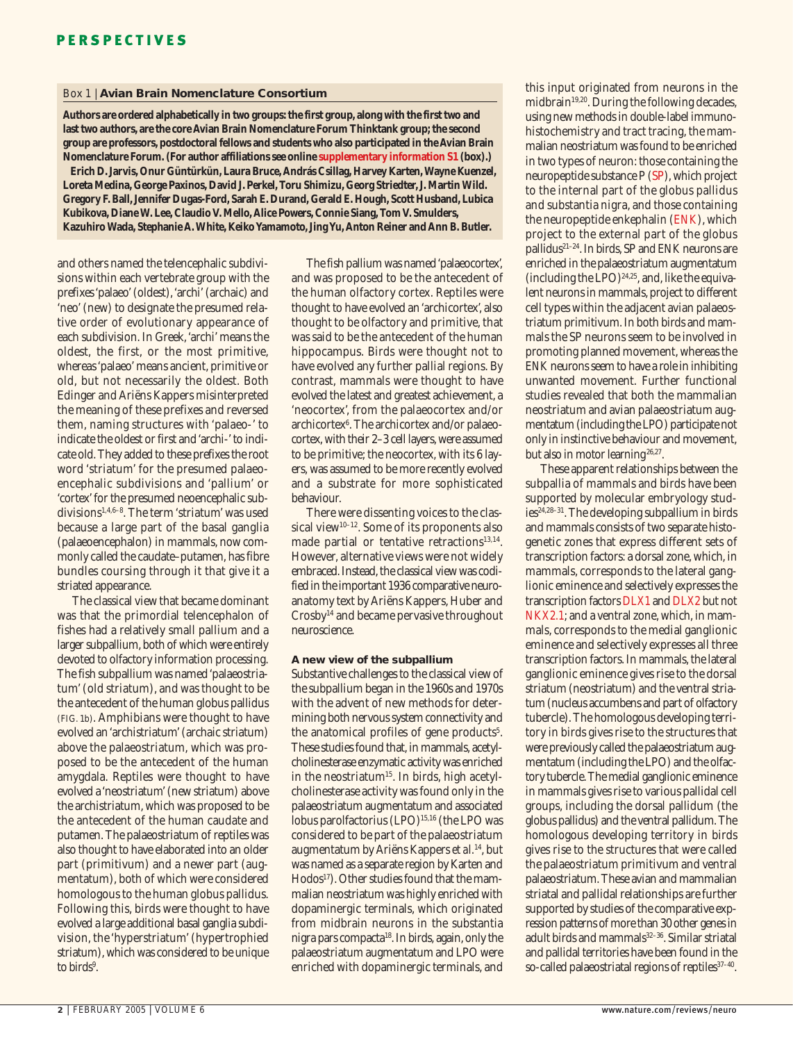### Box 1 | Avian Brain Nomenclature Consortium

**Authors are ordered alphabetically in two groups: the first group, along with the first two and last two authors, are the core Avian Brain Nomenclature Forum Thinktank group; the second group are professors, postdoctoral fellows and students who also participated in the Avian Brain Nomenclature Forum. (For author affiliations see online supplementary information S1 (box).)**

**Erich D. Jarvis, Onur Güntürkün, Laura Bruce, András Csillag, Harvey Karten, Wayne Kuenzel, Loreta Medina, George Paxinos, David J. Perkel, Toru Shimizu, Georg Striedter, J. Martin Wild. Gregory F. Ball, Jennifer Dugas-Ford, Sarah E. Durand, Gerald E. Hough, Scott Husband, Lubica Kubikova, Diane W. Lee, Claudio V. Mello, Alice Powers, Connie Siang, Tom V. Smulders, Kazuhiro Wada, Stephanie A. White, Keiko Yamamoto, Jing Yu, Anton Reiner and Ann B. Butler.**

and others named the telencephalic subdivisions within each vertebrate group with the prefixes 'palaeo' (oldest), 'archi' (archaic) and 'neo' (new) to designate the presumed relative order of evolutionary appearance of each subdivision. In Greek, 'archi' means the oldest, the first, or the most primitive, whereas 'palaeo' means ancient, primitive or old, but not necessarily the oldest. Both Edinger and Ariëns Kappers misinterpreted the meaning of these prefixes and reversed them, naming structures with 'palaeo-' to indicate the oldest or first and 'archi-' to indicate old. They added to these prefixes the root word 'striatum' for the presumed palaeoencephalic subdivisions and 'pallium' or 'cortex' for the presumed neoencephalic subdivisions[1,4,6–8]. The term 'striatum' was used because a large part of the basal ganglia (palaeoencephalon) in mammals, now commonly called the caudate–putamen, has fibre bundles coursing through it that give it a striated appearance.

The classical view that became dominant was that the primordial telencephalon of fishes had a relatively small pallium and a larger subpallium, both of which were entirely devoted to olfactory information processing. The fish subpallium was named 'palaeostriatum' (old striatum), and was thought to be the antecedent of the human globus pallidus (FIG. 1b). Amphibians were thought to have evolved an 'archistriatum' (archaic striatum) above the palaeostriatum, which was proposed to be the antecedent of the human amygdala. Reptiles were thought to have evolved a 'neostriatum' (new striatum) above the archistriatum, which was proposed to be the antecedent of the human caudate and putamen. The palaeostriatum of reptiles was also thought to have elaborated into an older part (primitivum) and a newer part (augmentatum), both of which were considered homologous to the human globus pallidus. Following this, birds were thought to have evolved a large additional basal ganglia subdivision, the 'hyperstriatum' (hypertrophied striatum), which was considered to be unique to birds[9].

The fish pallium was named 'palaeocortex', and was proposed to be the antecedent of the human olfactory cortex. Reptiles were thought to have evolved an 'archicortex', also thought to be olfactory and primitive, that was said to be the antecedent of the human hippocampus. Birds were thought not to have evolved any further pallial regions. By contrast, mammals were thought to have evolved the latest and greatest achievement, a 'neocortex', from the palaeocortex and/or archicortex[6]. The archicortex and/or palaeocortex, with their 2–3 cell layers, were assumed to be primitive; the neocortex, with its 6 layers, was assumed to be more recently evolved and a substrate for more sophisticated behaviour.

There were dissenting voices to the classical view[10–12]. Some of its proponents also made partial or tentative retractions[13,14]. However, alternative views were not widely embraced. Instead, the classical view was codified in the important 1936 comparative neuroanatomy text by Ariëns Kappers, Huber and Crosby[14] and became pervasive throughout neuroscience.

### A new view of the subpallium

Substantive challenges to the classical view of the subpallium began in the 1960s and 1970s with the advent of new methods for determining both nervous system connectivity and the anatomical profiles of gene products[5]. These studies found that, in mammals, acetylcholinesterase enzymatic activity was enriched in the neostriatum[15]. In birds, high acetylcholinesterase activity was found only in the palaeostriatum augmentatum and associated lobus parolfactorius (LPO)[15,16] (the LPO was considered to be part of the palaeostriatum augmentatum by Ariëns Kappers *et al.*[14], but was named as a separate region by Karten and Hodos[17]). Other studies found that the mammalian neostriatum was highly enriched with dopaminergic terminals, which originated from midbrain neurons in the substantia nigra pars compacta[18]. In birds, again, only the palaeostriatum augmentatum and LPO were enriched with dopaminergic terminals, and this input originated from neurons in the midbrain[19,20]. During the following decades, using new methods in double-label immunohistochemistry and tract tracing, the mammalian neostriatum was found to be enriched in two types of neuron: those containing the neuropeptide substance P (SP), which project to the internal part of the globus pallidus and substantia nigra, and those containing the neuropeptide enkephalin (ENK), which project to the external part of the globus pallidus[21–24]. In birds, SP and ENK neurons are enriched in the palaeostriatum augmentatum (including the LPO)[24,25], and, like the equivalent neurons in mammals, project to different cell types within the adjacent avian palaeostriatum primitivum. In both birds and mammals the SP neurons seem to be involved in promoting planned movement, whereas the ENK neurons seem to have a role in inhibiting unwanted movement. Further functional studies revealed that both the mammalian neostriatum and avian palaeostriatum augmentatum (including the LPO) participate not only in instinctive behaviour and movement, but also in motor learning[26,27].

These apparent relationships between the subpallia of mammals and birds have been supported by molecular embryology studies[24,28–31]. The developing subpallium in birds and mammals consists of two separate histogenetic zones that express different sets of transcription factors: a dorsal zone, which, in mammals, corresponds to the lateral ganglionic eminence and selectively expresses the transcription factors DLX1 and DLX2 but not NKX2.1; and a ventral zone, which, in mammals, corresponds to the medial ganglionic eminence and selectively expresses all three transcription factors. In mammals, the lateral ganglionic eminence gives rise to the dorsal striatum (neostriatum) and the ventral striatum (nucleus accumbens and part of olfactory tubercle). The homologous developing territory in birds gives rise to the structures that were previously called the palaeostriatum augmentatum (including the LPO) and the olfactory tubercle. The medial ganglionic eminence in mammals gives rise to various pallidal cell groups, including the dorsal pallidum (the globus pallidus) and the ventral pallidum. The homologous developing territory in birds gives rise to the structures that were called the palaeostriatum primitivum and ventral palaeostriatum. These avian and mammalian striatal and pallidal relationships are further supported by studies of the comparative expression patterns of more than 30 other genes in adult birds and mammals[32–36]. Similar striatal and pallidal territories have been found in the so-called palaeostriatal regions of reptiles[37–40].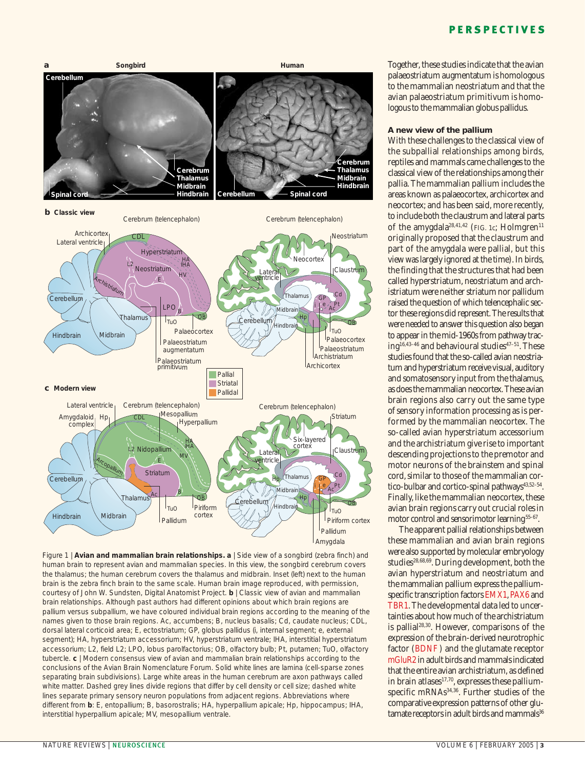Figure 1 | **Avian and mammalian brain relationships. a** | Side view of a songbird (zebra finch) and human brain to represent avian and mammalian species. In this view, the songbird cerebrum covers the thalamus; the human cerebrum covers the thalamus and midbrain. Inset (left) next to the human brain is the zebra finch brain to the same scale. Human brain image reproduced, with permission, courtesy of John W. Sundsten, Digital Anatomist Project. **b** | Classic view of avian and mammalian brain relationships. Although past authors had different opinions about which brain regions are pallium versus subpallium, we have coloured individual brain regions according to the meaning of the names given to those brain regions. Ac, accumbens; B, nucleus basalis; Cd, caudate nucleus; CDL, dorsal lateral corticoid area; E, ectostriatum; GP, globus pallidus (i, internal segment; e, external segment); HA, hyperstriatum accessorium; HV, hyperstriatum ventrale; IHA, interstitial hyperstriatum accessorium; L2, field L2; LPO, lobus parolfactorius; OB, olfactory bulb; Pt, putamen; TuO, olfactory tubercle. **c** | Modern consensus view of avian and mammalian brain relationships according to the conclusions of the Avian Brain Nomenclature Forum. Solid white lines are lamina (cell-sparse zones separating brain subdivisions). Large white areas in the human cerebrum are axon pathways called white matter. Dashed grey lines divide regions that differ by cell density or cell size; dashed white lines separate primary sensory neuron populations from adjacent regions. Abbreviations where different from **b**: E, entopallium; B, basorostralis; HA, hyperpallium apicale; Hp, hippocampus; IHA, interstitial hyperpallium apicale; MV, mesopallium ventrale.

Together, these studies indicate that the avian palaeostriatum augmentatum is homologous to the mammalian neostriatum and that the avian palaeostriatum primitivum is homologous to the mammalian globus pallidus.

### A new view of the pallium

With these challenges to the classical view of the subpallial relationships among birds, reptiles and mammals came challenges to the classical view of the relationships among their pallia. The mammalian pallium includes the areas known as palaeocortex, archicortex and neocortex; and has been said, more recently, to include both the claustrum and lateral parts of the amygdala[28,41,42] (FIG. 1c; Holmgren[11] originally proposed that the claustrum and part of the amygdala were pallial, but this view was largely ignored at the time). In birds, the finding that the structures that had been called hyperstriatum, neostriatum and archistriatum were neither striatum nor pallidum raised the question of which telencephalic sector these regions did represent. The results that were needed to answer this question also began to appear in the mid-1960s from pathway tracing[16,43–46] and behavioural studies[47–51]. These studies found that the so-called avian neostriatum and hyperstriatum receive visual, auditory and somatosensory input from the thalamus, as does the mammalian neocortex. These avian brain regions also carry out the same type of sensory information processing as is performed by the mammalian neocortex. The so-called avian hyperstriatum accessorium and the archistriatum give rise to important descending projections to the premotor and motor neurons of the brainstem and spinal cord, similar to those of the mammalian cortico-bulbar and cortico-spinal pathways[43,52–54]. Finally, like the mammalian neocortex, these avian brain regions carry out crucial roles in motor control and sensorimotor learning[55–67].

The apparent pallial relationships between these mammalian and avian brain regions were also supported by molecular embryology studies[28,68,69]. During development, both the avian hyperstriatum and neostriatum and the mammalian pallium express the pallium-specific transcription factors EMX1, PAX6 and TBR1. The developmental data led to uncertainties about how much of the archistriatum is pallial[28,30]. However, comparisons of the expression of the brain-derived neurotrophic factor (BDNF) and the glutamate receptor mGluR2 in adult birds and mammals indicated that the entire avian archistriatum, as defined in brain atlases[17,70], expresses these pallium-specific mRNAs[34,36]. Further studies of the comparative expression patterns of other glutamate receptors in adult birds and mammals[36]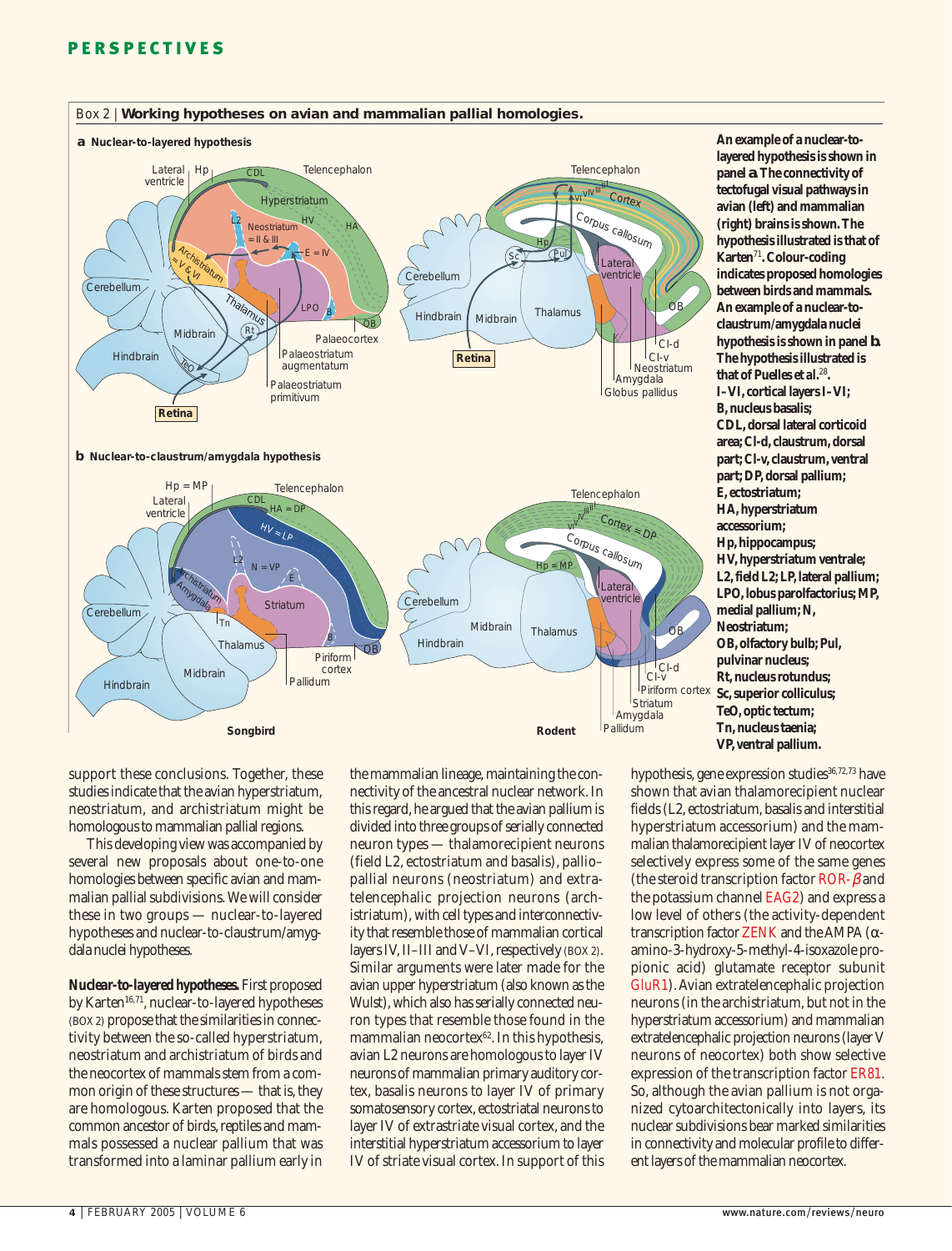Box 2 | **Working hypotheses on avian and mammalian pallial homologies.**

**a Nuclear-to-layered hypothesis**

**b Nuclear-to-claustrum/amygdala hypothesis**

**An example of a nuclear-to-layered hypothesis is shown in panel a. The connectivity of tectofugal visual pathways in avian (left) and mammalian (right) brains is shown. The hypothesis illustrated is that of Karten[71]. Colour-coding indicates proposed homologies between birds and mammals. An example of a nuclear-to-claustrum/amygdala nuclei hypothesis is shown in panel b. The hypothesis illustrated is that of Puelles et al.[28]. I–VI, cortical layers I–VI; B, nucleus basalis; CDL, dorsal lateral corticoid area; Cl-d, claustrum, dorsal part; Cl-v, claustrum, ventral part; DP, dorsal pallium; E, ectostriatum; HA, hyperstriatum accessorium; Hp, hippocampus; HV, hyperstriatum ventrale; L2, field L2; LP, lateral pallium; LPO, lobus parolfactorius; MP, medial pallium; N, Neostriatum; OB, olfactory bulb; Pul, pulvinar nucleus; Rt, nucleus rotundus; Sc, superior colliculus; TeO, optic tectum; Tn, nucleus taenia; VP, ventral pallium.**

support these conclusions. Together, these studies indicate that the avian hyperstriatum, neostriatum, and archistriatum might be homologous to mammalian pallial regions.

This developing view was accompanied by several new proposals about one-to-one homologies between specific avian and mammalian pallial subdivisions. We will consider these in two groups — nuclear-to-layered hypotheses and nuclear-to-claustrum/amygdala nuclei hypotheses.

**Nuclear-to-layered hypotheses.** First proposed by Karten[16,71], nuclear-to-layered hypotheses (BOX 2) propose that the similarities in connectivity between the so-called hyperstriatum, neostriatum and archistriatum of birds and the neocortex of mammals stem from a common origin of these structures — that is, they are homologous. Karten proposed that the common ancestor of birds, reptiles and mammals possessed a nuclear pallium that was transformed into a laminar pallium early in the mammalian lineage, maintaining the connectivity of the ancestral nuclear network. In this regard, he argued that the avian pallium is divided into three groups of serially connected neuron types — thalamorecipient neurons (field L2, ectostriatum and basalis), pallio–pallial neurons (neostriatum) and extra-telencephalic projection neurons (archistriatum), with cell types and interconnectivity that resemble those of mammalian cortical layers IV, II–III and V–VI, respectively (BOX 2). Similar arguments were later made for the avian upper hyperstriatum (also known as the Wulst), which also has serially connected neuron types that resemble those found in the mammalian neocortex[62]. In this hypothesis, avian L2 neurons are homologous to layer IV neurons of mammalian primary auditory cortex, basalis neurons to layer IV of primary somatosensory cortex, ectostriatal neurons to layer IV of extrastriate visual cortex, and the interstitial hyperstriatum accessorium to layer IV of striate visual cortex. In support of this hypothesis, gene expression studies[36,72,73] have shown that avian thalamorecipient nuclear fields (L2, ectostriatum, basalis and interstitial hyperstriatum accessorium) and the mammalian thalamorecipient layer IV of neocortex selectively express some of the same genes (the steroid transcription factor ROR-$\beta$ and the potassium channel EAG2) and express a low level of others (the activity-dependent transcription factor ZENK and the AMPA ($\alpha$-amino-3-hydroxy-5-methyl-4-isoxazole propionic acid) glutamate receptor subunit GluR1). Avian extratelencephalic projection neurons (in the archistriatum, but not in the hyperstriatum accessorium) and mammalian extratelencephalic projection neurons (layer V neurons of neocortex) both show selective expression of the transcription factor ER81. So, although the avian pallium is not organized cytoarchitectonically into layers, its nuclear subdivisions bear marked similarities in connectivity and molecular profile to different layers of the mammalian neocortex.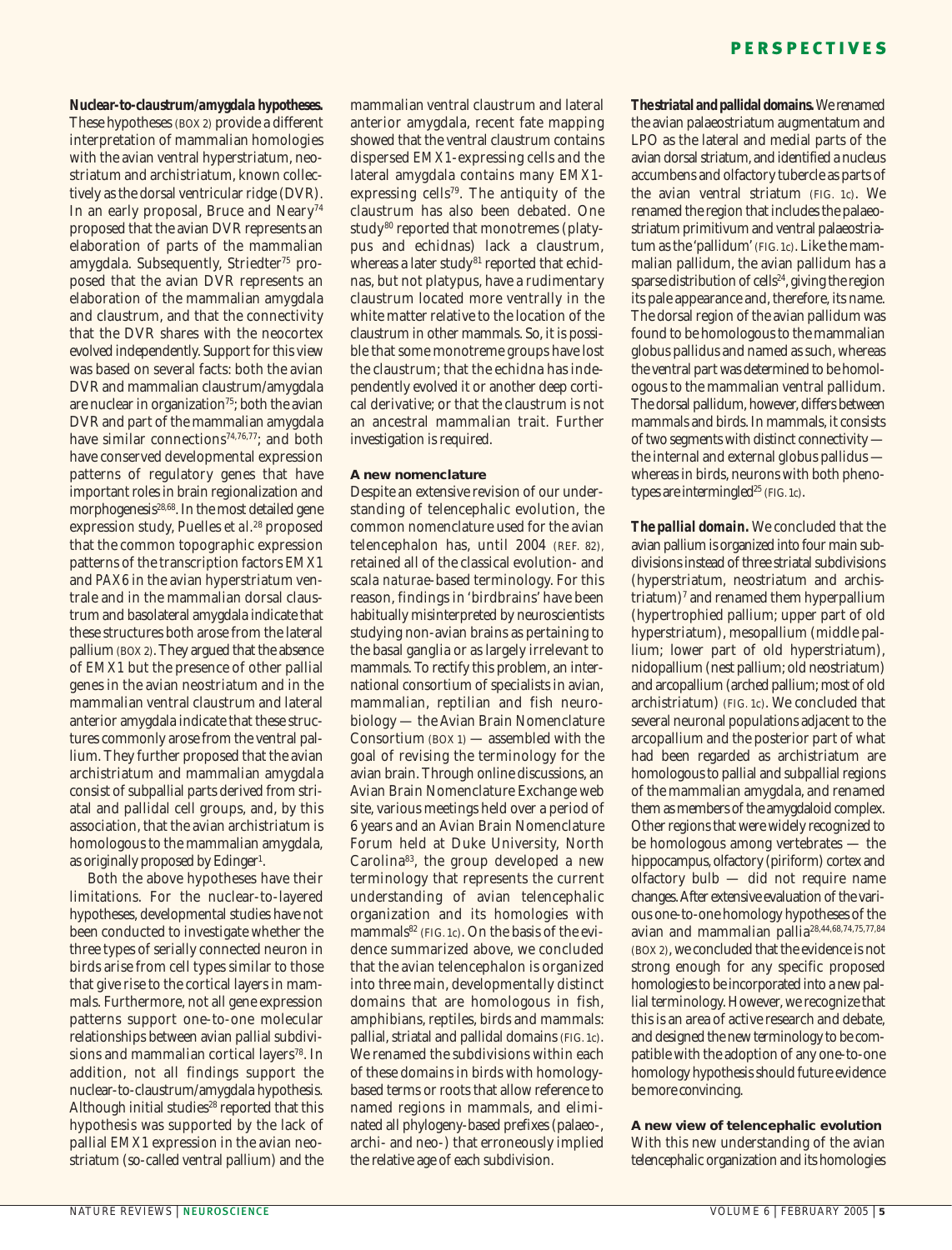**Nuclear-to-claustrum/amygdala hypotheses.** These hypotheses (BOX 2) provide a different interpretation of mammalian homologies with the avian ventral hyperstriatum, neostriatum and archistriatum, known collectively as the dorsal ventricular ridge (DVR). In an early proposal, Bruce and Neary[74] proposed that the avian DVR represents an elaboration of parts of the mammalian amygdala. Subsequently, Striedter[75] proposed that the avian DVR represents an elaboration of the mammalian amygdala and claustrum, and that the connectivity that the DVR shares with the neocortex evolved independently. Support for this view was based on several facts: both the avian DVR and mammalian claustrum/amygdala are nuclear in organization[75]; both the avian DVR and part of the mammalian amygdala have similar connections[74,76,77]; and both have conserved developmental expression patterns of regulatory genes that have important roles in brain regionalization and morphogenesis[28,68]. In the most detailed gene expression study, Puelles *et al.*[28] proposed that the common topographic expression patterns of the transcription factors *EMX1* and *PAX6* in the avian hyperstriatum ventrale and in the mammalian dorsal claustrum and basolateral amygdala indicate that these structures both arose from the lateral pallium (BOX 2). They argued that the absence of *EMX1* but the presence of other pallial genes in the avian neostriatum and in the mammalian ventral claustrum and lateral anterior amygdala indicate that these structures commonly arose from the ventral pallium. They further proposed that the avian archistriatum and mammalian amygdala consist of subpallial parts derived from striatal and pallidal cell groups, and, by this association, that the avian archistriatum is homologous to the mammalian amygdala, as originally proposed by Edinger[1].

Both the above hypotheses have their limitations. For the nuclear-to-layered hypotheses, developmental studies have not been conducted to investigate whether the three types of serially connected neuron in birds arise from cell types similar to those that give rise to the cortical layers in mammals. Furthermore, not all gene expression patterns support one-to-one molecular relationships between avian pallial subdivisions and mammalian cortical layers[78]. In addition, not all findings support the nuclear-to-claustrum/amygdala hypothesis. Although initial studies[28] reported that this hypothesis was supported by the lack of pallial *EMX1* expression in the avian neostriatum (so-called ventral pallium) and the mammalian ventral claustrum and lateral anterior amygdala, recent fate mapping showed that the ventral claustrum contains dispersed *EMX1*-expressing cells and the lateral amygdala contains many *EMX1*-expressing cells[79]. The antiquity of the claustrum has also been debated. One study[80] reported that monotremes (platypus and echidnas) lack a claustrum, whereas a later study[81] reported that echidnas, but not platypus, have a rudimentary claustrum located more ventrally in the white matter relative to the location of the claustrum in other mammals. So, it is possible that some monotreme groups have lost the claustrum; that the echidna has independently evolved it or another deep cortical derivative; or that the claustrum is not an ancestral mammalian trait. Further investigation is required.

## A new nomenclature

Despite an extensive revision of our understanding of telencephalic evolution, the common nomenclature used for the avian telencephalon has, until 2004 (REF. 82), retained all of the classical evolution- and *scala naturae*-based terminology. For this reason, findings in 'birdbrains' have been habitually misinterpreted by neuroscientists studying non-avian brains as pertaining to the basal ganglia or as largely irrelevant to mammals. To rectify this problem, an international consortium of specialists in avian, mammalian, reptilian and fish neurobiology — the Avian Brain Nomenclature Consortium (BOX 1) — assembled with the goal of revising the terminology for the avian brain. Through online discussions, an Avian Brain Nomenclature Exchange web site, various meetings held over a period of 6 years and an Avian Brain Nomenclature Forum held at Duke University, North Carolina[83], the group developed a new terminology that represents the current understanding of avian telencephalic organization and its homologies with mammals[82] (FIG. 1c). On the basis of the evidence summarized above, we concluded that the avian telencephalon is organized into three main, developmentally distinct domains that are homologous in fish, amphibians, reptiles, birds and mammals: pallial, striatal and pallidal domains (FIG. 1c). We renamed the subdivisions within each of these domains in birds with homology-based terms or roots that allow reference to named regions in mammals, and eliminated all phylogeny-based prefixes (palaeo-, archi- and neo-) that erroneously implied the relative age of each subdivision.

**The striatal and pallidal domains.** We renamed the avian palaeostriatum augmentatum and LPO as the lateral and medial parts of the avian dorsal striatum, and identified a nucleus accumbens and olfactory tubercle as parts of the avian ventral striatum (FIG. 1c). We renamed the region that includes the palaeostriatum primitivum and ventral palaeostriatum as the 'pallidum' (FIG. 1c). Like the mammalian pallidum, the avian pallidum has a sparse distribution of cells[24], giving the region its pale appearance and, therefore, its name. The dorsal region of the avian pallidum was found to be homologous to the mammalian globus pallidus and named as such, whereas the ventral part was determined to be homologous to the mammalian ventral pallidum. The dorsal pallidum, however, differs between mammals and birds. In mammals, it consists of two segments with distinct connectivity — the internal and external globus pallidus — whereas in birds, neurons with both phenotypes are intermingled[25] (FIG. 1c).

**The pallial domain.** We concluded that the avian pallium is organized into four main subdivisions instead of three striatal subdivisions (hyperstriatum, neostriatum and archistriatum)[7] and renamed them hyperpallium (hypertrophied pallium; upper part of old hyperstriatum), mesopallium (middle pallium; lower part of old hyperstriatum), nidopallium (nest pallium; old neostriatum) and arcopallium (arched pallium; most of old archistriatum) (FIG. 1c). We concluded that several neuronal populations adjacent to the arcopallium and the posterior part of what had been regarded as archistriatum are homologous to pallial and subpallial regions of the mammalian amygdala, and renamed them as members of the amygdaloid complex. Other regions that were widely recognized to be homologous among vertebrates — the hippocampus, olfactory (piriform) cortex and olfactory bulb — did not require name changes. After extensive evaluation of the various one-to-one homology hypotheses of the avian and mammalian pallia[28,44,68,74,75,77,84] (BOX 2), we concluded that the evidence is not strong enough for any specific proposed homologies to be incorporated into a new pallial terminology. However, we recognize that this is an area of active research and debate, and designed the new terminology to be compatible with the adoption of any one-to-one homology hypothesis should future evidence be more convincing.

## A new view of telencephalic evolution

With this new understanding of the avian telencephalic organization and its homologies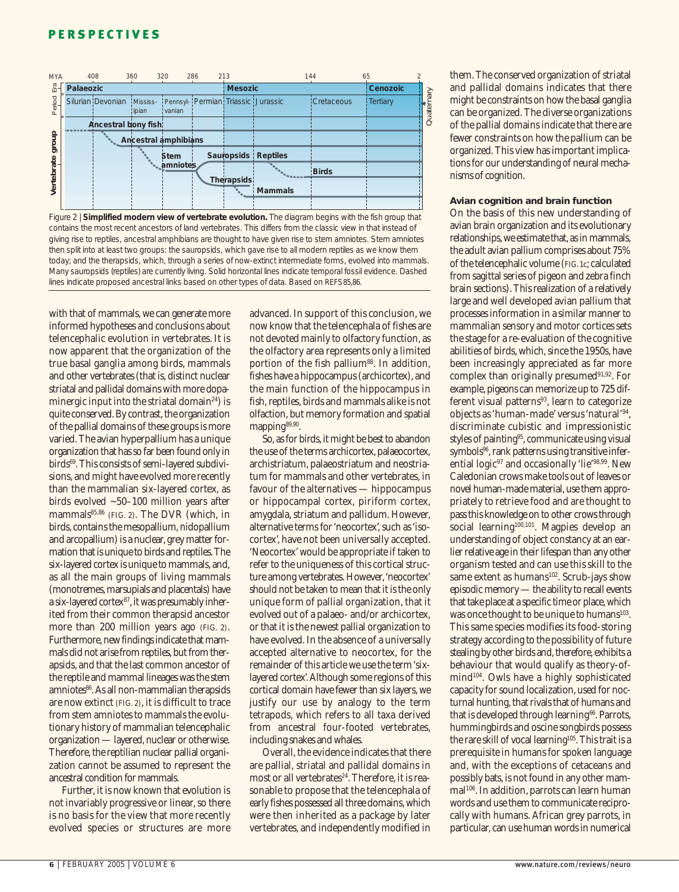Figure 2 | **Simplified modern view of vertebrate evolution.** The diagram begins with the fish group that contains the most recent ancestors of land vertebrates. This differs from the classic view in that instead of giving rise to reptiles, ancestral amphibians are thought to have given rise to stem amniotes. Stem amniotes then split into at least two groups: the sauropsids, which gave rise to all modern reptiles as we know them today; and the therapsids, which, through a series of now-extinct intermediate forms, evolved into mammals. Many sauropsids (reptiles) are currently living. Solid horizontal lines indicate temporal fossil evidence. Dashed lines indicate proposed ancestral links based on other types of data. Based on REFS 85,86.

with that of mammals, we can generate more informed hypotheses and conclusions about telencephalic evolution in vertebrates. It is now apparent that the organization of the true basal ganglia among birds, mammals and other vertebrates (that is, distinct nuclear striatal and pallidal domains with more dopaminergic input into the striatal domain[24]) is quite conserved. By contrast, the organization of the pallial domains of these groups is more varied. The avian hyperpallium has a unique organization that has so far been found only in birds[69]. This consists of semi-layered subdivisions, and might have evolved more recently than the mammalian six-layered cortex, as birds evolved ~50–100 million years after mammals[85,86] (FIG. 2). The DVR (which, in birds, contains the mesopallium, nidopallium and arcopallium) is a nuclear, grey matter formation that is unique to birds and reptiles. The six-layered cortex is unique to mammals, and, as all the main groups of living mammals (monotremes, marsupials and placentals) have a six-layered cortex[87], it was presumably inherited from their common therapsid ancestor more than 200 million years ago (FIG. 2). Furthermore, new findings indicate that mammals did not arise from reptiles, but from therapsids, and that the last common ancestor of the reptile and mammal lineages was the stem amniotes[86]. As all non-mammalian therapsids are now extinct (FIG. 2), it is difficult to trace from stem amniotes to mammals the evolutionary history of mammalian telencephalic organization — layered, nuclear or otherwise. Therefore, the reptilian nuclear pallial organization cannot be assumed to represent the ancestral condition for mammals.

Further, it is now known that evolution is not invariably progressive or linear, so there is no basis for the view that more recently evolved species or structures are more advanced. In support of this conclusion, we now know that the telencephala of fishes are not devoted mainly to olfactory function, as the olfactory area represents only a limited portion of the fish pallium[88]. In addition, fishes have a hippocampus (archicortex), and the main function of the hippocampus in fish, reptiles, birds and mammals alike is not olfaction, but memory formation and spatial mapping[89,90].

So, as for birds, it might be best to abandon the use of the terms archicortex, palaeocortex, archistriatum, palaeostriatum and neostriatum for mammals and other vertebrates, in favour of the alternatives — hippocampus or hippocampal cortex, piriform cortex, amygdala, striatum and pallidum. However, alternative terms for 'neocortex', such as 'isocortex', have not been universally accepted. 'Neocortex' would be appropriate if taken to refer to the uniqueness of this cortical structure among vertebrates. However, 'neocortex' should not be taken to mean that it is the only unique form of pallial organization, that it evolved out of a palaeo- and/or archicortex, or that it is the newest pallial organization to have evolved. In the absence of a universally accepted alternative to neocortex, for the remainder of this article we use the term 'six-layered cortex'. Although some regions of this cortical domain have fewer than six layers, we justify our use by analogy to the term tetrapods, which refers to all taxa derived from ancestral four-footed vertebrates, including snakes and whales.

Overall, the evidence indicates that there are pallial, striatal and pallidal domains in most or all vertebrates[24]. Therefore, it is reasonable to propose that the telencephala of early fishes possessed all three domains, which were then inherited as a package by later vertebrates, and independently modified in them. The conserved organization of striatal and pallidal domains indicates that there might be constraints on how the basal ganglia can be organized. The diverse organizations of the pallial domains indicate that there are fewer constraints on how the pallium can be organized. This view has important implications for our understanding of neural mechanisms of cognition.

### Avian cognition and brain function

On the basis of this new understanding of avian brain organization and its evolutionary relationships, we estimate that, as in mammals, the adult avian pallium comprises about 75% of the telencephalic volume (FIG. 1c; calculated from sagittal series of pigeon and zebra finch brain sections). This realization of a relatively large and well developed avian pallium that processes information in a similar manner to mammalian sensory and motor cortices sets the stage for a re-evaluation of the cognitive abilities of birds, which, since the 1950s, have been increasingly appreciated as far more complex than originally presumed[91,92]. For example, pigeons can memorize up to 725 different visual patterns[93], learn to categorize objects as 'human-made' versus 'natural'[94], discriminate cubistic and impressionistic styles of painting[95], communicate using visual symbols[96], rank patterns using transitive inferential logic[97] and occasionally 'lie'[98,99]. New Caledonian crows make tools out of leaves or novel human-made material, use them appropriately to retrieve food and are thought to pass this knowledge on to other crows through social learning[100,101]. Magpies develop an understanding of object constancy at an earlier relative age in their lifespan than any other organism tested and can use this skill to the same extent as humans[102]. Scrub-jays show episodic memory — the ability to recall events that take place at a specific time or place, which was once thought to be unique to humans[103]. This same species modifies its food-storing strategy according to the possibility of future stealing by other birds and, therefore, exhibits a behaviour that would qualify as theory-of-mind[104]. Owls have a highly sophisticated capacity for sound localization, used for nocturnal hunting, that rivals that of humans and that is developed through learning[66]. Parrots, hummingbirds and oscine songbirds possess the rare skill of vocal learning[105]. This trait is a prerequisite in humans for spoken language and, with the exceptions of cetaceans and possibly bats, is not found in any other mammal[106]. In addition, parrots can learn human words and use them to communicate reciprocally with humans. African grey parrots, in particular, can use human words in numerical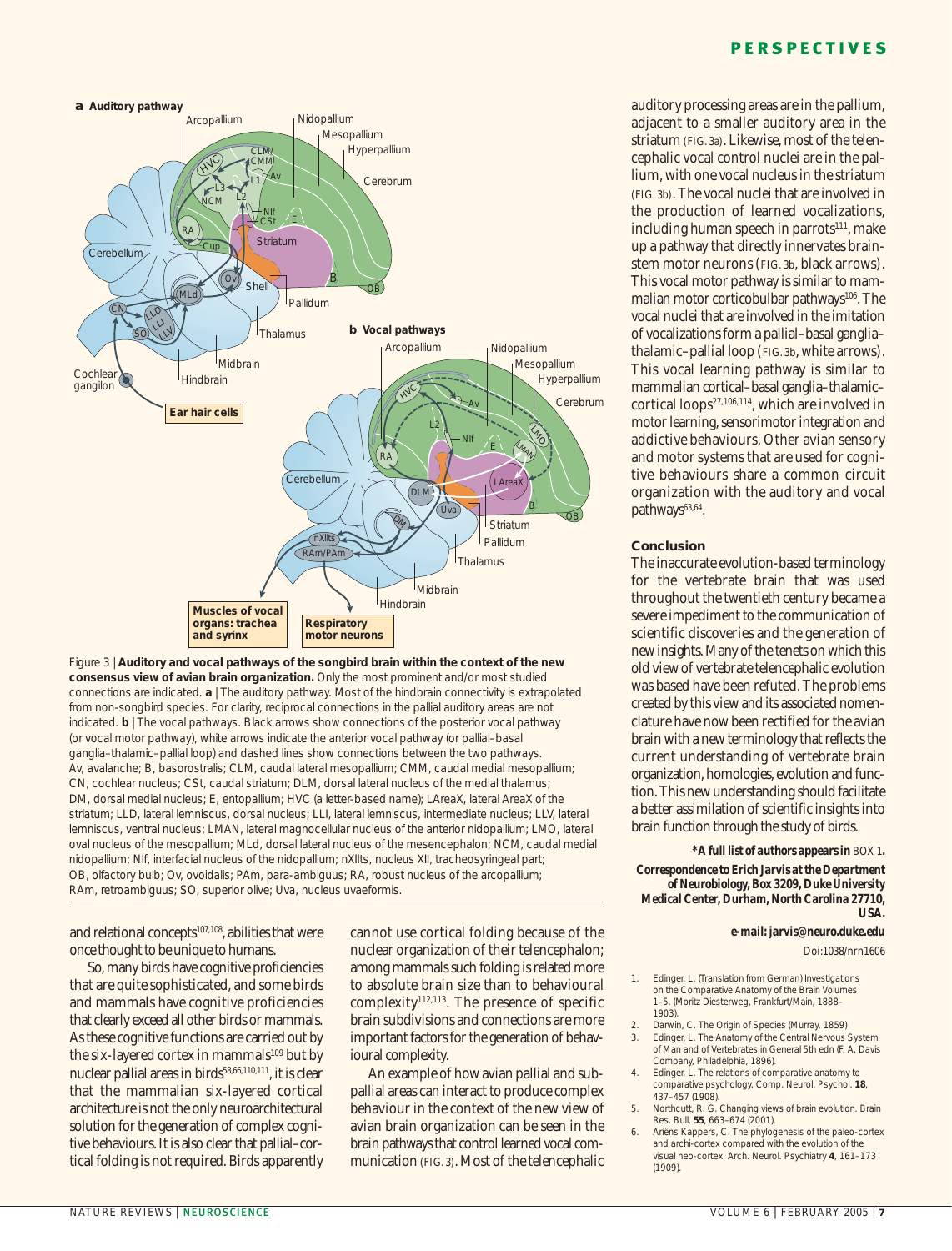Figure 3 | **Auditory and vocal pathways of the songbird brain within the context of the new consensus view of avian brain organization.** Only the most prominent and/or most studied connections are indicated. **a** | The auditory pathway. Most of the hindbrain connectivity is extrapolated from non-songbird species. For clarity, reciprocal connections in the pallial auditory areas are not indicated. **b** | The vocal pathways. Black arrows show connections of the posterior vocal pathway (or vocal motor pathway), white arrows indicate the anterior vocal pathway (or pallial–basal ganglia–thalamic–pallial loop) and dashed lines show connections between the two pathways. Av, avalanche; B, basorostralis; CLM, caudal lateral mesopallium; CMM, caudal medial mesopallium; CN, cochlear nucleus; CSt, caudal striatum; DLM, dorsal lateral nucleus of the medial thalamus; DM, dorsal medial nucleus; E, entopallium; HVC (a letter-based name); LAreaX, lateral AreaX of the striatum; LLD, lateral lemniscus, dorsal nucleus; LLI, lateral lemniscus, intermediate nucleus; LLV, lateral lemniscus, ventral nucleus; LMAN, lateral magnocellular nucleus of the anterior nidopallium; LMO, lateral oval nucleus of the mesopallium; MLd, dorsal lateral nucleus of the mesencephalon; NCM, caudal medial nidopallium; NIf, interfacial nucleus of the nidopallium; nXIIts, nucleus XII, tracheosyringeal part; OB, olfactory bulb; Ov, ovoidalis; PAm, para-ambiguus; RA, robust nucleus of the arcopallium; RAm, retroambiguus; SO, superior olive; Uva, nucleus uvaeformis.

and relational concepts[107,108], abilities that were once thought to be unique to humans.

So, many birds have cognitive proficiencies that are quite sophisticated, and some birds and mammals have cognitive proficiencies that clearly exceed all other birds or mammals. As these cognitive functions are carried out by the six-layered cortex in mammals[109] but by nuclear pallial areas in birds[58,66,110,111], it is clear that the mammalian six-layered cortical architecture is not the only neuroarchitectural solution for the generation of complex cognitive behaviours. It is also clear that pallial–cortical folding is not required. Birds apparently cannot use cortical folding because of the nuclear organization of their telencephalon; among mammals such folding is related more to absolute brain size than to behavioural complexity[112,113]. The presence of specific brain subdivisions and connections are more important factors for the generation of behavioural complexity.

An example of how avian pallial and subpallial areas can interact to produce complex behaviour in the context of the new view of avian brain organization can be seen in the brain pathways that control learned vocal communication (FIG. 3). Most of the telencephalic auditory processing areas are in the pallium, adjacent to a smaller auditory area in the striatum (FIG. 3a). Likewise, most of the telencephalic vocal control nuclei are in the pallium, with one vocal nucleus in the striatum (FIG. 3b). The vocal nuclei that are involved in the production of learned vocalizations, including human speech in parrots[111], make up a pathway that directly innervates brainstem motor neurons (FIG. 3b, black arrows). This vocal motor pathway is similar to mammalian motor corticobulbar pathways[106]. The vocal nuclei that are involved in the imitation of vocalizations form a pallial–basal ganglia–thalamic–pallial loop (FIG. 3b, white arrows). This vocal learning pathway is similar to mammalian cortical–basal ganglia–thalamic–cortical loops[27,106,114], which are involved in motor learning, sensorimotor integration and addictive behaviours. Other avian sensory and motor systems that are used for cognitive behaviours share a common circuit organization with the auditory and vocal pathways[63,64].

### Conclusion

The inaccurate evolution-based terminology for the vertebrate brain that was used throughout the twentieth century became a severe impediment to the communication of scientific discoveries and the generation of new insights. Many of the tenets on which this old view of vertebrate telencephalic evolution was based have been refuted. The problems created by this view and its associated nomenclature have now been rectified for the avian brain with a new terminology that reflects the current understanding of vertebrate brain organization, homologies, evolution and function. This new understanding should facilitate a better assimilation of scientific insights into brain function through the study of birds.

***A full list of authors appears in** BOX 1.

**Correspondence to Erich Jarvis at the Department of Neurobiology, Box 3209, Duke University Medical Center, Durham, North Carolina 27710, USA.**

**e-mail: jarvis@neuro.duke.edu**

Doi:1038/nrn1606

1. Edinger, L. (Translation from German) Investigations on the Comparative Anatomy of the Brain Volumes 1–5. (Moritz Diesterweg, Frankfurt/Main, 1888–1903).
2. Darwin, C. The Origin of Species (Murray, 1859)
3. Edinger, L. The Anatomy of the Central Nervous System of Man and of Vertebrates in General 5th edn (F. A. Davis Company, Philadelphia, 1896).
4. Edinger, L. The relations of comparative anatomy to comparative psychology. Comp. Neurol. Psychol. **18**, 437–457 (1908).
5. Northcutt, R. G. Changing views of brain evolution. Brain Res. Bull. **55**, 663–674 (2001).
6. Ariëns Kappers, C. The phylogenesis of the paleo-cortex and archi-cortex compared with the evolution of the visual neo-cortex. Arch. Neurol. Psychiatry **4**, 161–173 (1909).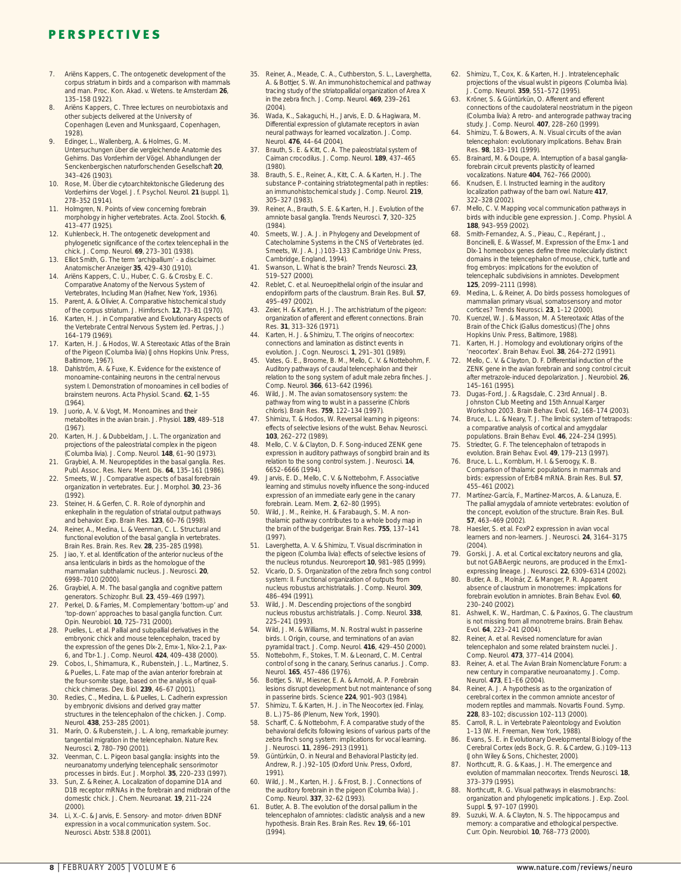7. Ariëns Kappers, C. The ontogenetic development of the corpus striatum in birds and a comparison with mammals and man. Proc. Kon. Akad. v. Wetens. te Amsterdam **26**, 135–158 (1922).
8. Ariëns Kappers, C. Three lectures on neurobiotaxis and other subjects delivered at the University of Copenhagen (Leven and Munksgaard, Copenhagen, 1928).
9. Edinger, L., Wallenberg, A. & Holmes, G. M. Untersuchungen über die vergleichende Anatomie des Gehirns. Das Vorderhirn der Vögel. Abhandlungen der Senckenbergischen naturforschenden Gesellschaft **20**, 343–426 (1903).
10. Rose, M. Über die cytoarchitektonische Gliederung des Vorderhirns der Vogel. J. f. Psychol. Neurol. **21** (suppl. 1), 278–352 (1914).
11. Holmgren, N. Points of view concerning forebrain morphology in higher vertebrates. Acta. Zool. Stockh. **6**, 413–477 (1925).
12. Kuhlenbeck, H. The ontogenetic development and phylogenetic significance of the cortex telencephali in the chick. J. Comp. Neurol. **69**, 273–301 (1938).
13. Elliot Smith, G. The term 'archipallium' - a disclaimer. Anatomischer Anzeiger **35**, 429–430 (1910).
14. Ariëns Kappers, C. U., Huber, C. G. & Crosby, E. C. Comparative Anatomy of the Nervous System of Vertebrates, Including Man (Hafner, New York, 1936).
15. Parent, A. & Olivier, A. Comparative histochemical study of the corpus striatum. J. Hirnforsch. **12**, 73–81 (1970).
16. Karten, H. J. in Comparative and Evolutionary Aspects of the Vertebrate Central Nervous System (ed. Pertras, J.) 164–179 (1969).
17. Karten, H. J. & Hodos, W. A Stereotaxic Atlas of the Brain of the Pigeon (Columba livia) (Johns Hopkins Univ. Press, Baltimore, 1967).
18. Dahlström, A. & Fuxe, K. Evidence for the existence of monoamine-containing neurons in the central nervous system I. Demonstration of monoamines in cell bodies of brainstem neurons. Acta Physiol. Scand. **62**, 1–55 (1964).
19. Juorio, A. V. & Vogt, M. Monoamines and their metabolites in the avian brain. J. Physiol. **189**, 489–518 (1967).
20. Karten, H. J. & Dubbeldam, J. L. The organization and projections of the paleostriatal complex in the pigeon (Columba livia). J. Comp. Neurol. **148**, 61–90 (1973).
21. Graybiel, A. M. Neuropeptides in the basal ganglia. Res. Publ. Assoc. Res. Nerv. Ment. Dis. **64**, 135–161 (1986).
22. Smeets, W. J. Comparative aspects of basal forebrain organization in vertebrates. Eur. J. Morphol. **30**, 23–36 (1992).
23. Steiner, H. & Gerfen, C. R. Role of dynorphin and enkephalin in the regulation of striatal output pathways and behavior. Exp. Brain Res. **123**, 60–76 (1998).
24. Reiner, A., Medina, L. & Veenman, C. L. Structural and functional evolution of the basal ganglia in vertebrates. Brain Res. Brain. Res. Rev. **28**, 235–285 (1998).
25. Jiao, Y. et al. Identification of the anterior nucleus of the ansa lenticularis in birds as the homologue of the mammalian subthalamic nucleus. J. Neurosci. **20**, 6998–7010 (2000).
26. Graybiel, A. M. The basal ganglia and cognitive pattern generators. Schizophr. Bull. **23**, 459–469 (1997).
27. Perkel, D. & Farries, M. Complementary 'bottom-up' and 'top-down' approaches to basal ganglia function. Curr. Opin. Neurobiol. **10**, 725–731 (2000).
28. Puelles, L. et al. Pallial and subpallial derivatives in the embryonic chick and mouse telencephalon, traced by the expression of the genes Dlx-2, Emx-1, Nkx-2.1, Pax-6, and Tbr-1. J. Comp. Neurol. **424**, 409–438 (2000).
29. Cobos, I., Shimamura, K., Rubenstein, J. L., Martinez, S. & Puelles, L. Fate map of the avian anterior forebrain at the four-somite stage, based on the analysis of quail-chick chimeras. Dev. Biol. **239**, 46–67 (2001).
30. Redies, C., Medina, L. & Puelles, L. Cadherin expression by embryonic divisions and derived gray matter structures in the telencephalon of the chicken. J. Comp. Neurol. **438**, 253–285 (2001).
31. Marín, O. & Rubenstein, J. L. A long, remarkable journey: tangential migration in the telencephalon. Nature Rev. Neurosci. **2**, 780–790 (2001).
32. Veenman, C. L. Pigeon basal ganglia: insights into the neuroanatomy underlying telencephalic sensorimotor processes in birds. Eur. J. Morphol. **35**, 220–233 (1997).
33. Sun, Z. & Reiner, A. Localization of dopamine D1A and D1B receptor mRNAs in the forebrain and midbrain of the domestic chick. J. Chem. Neuroanat. **19**, 211–224 (2000).
34. Li, X.-C. & Jarvis, E. Sensory- and motor- driven BDNF expression in a vocal communication system. Soc. Neurosci. Abstr. 538.8 (2001).
35. Reiner, A., Meade, C. A., Cuthberston, S. L., Laverghetta, A. & Bottjer, S. W. An immunohistochemical and pathway tracing study of the striatopallidal organization of Area X in the zebra finch. J. Comp. Neurol. **469**, 239–261 (2004).
36. Wada, K., Sakaguchi, H., Jarvis, E. D. & Hagiwara, M. Differential expression of glutamate receptors in avian neural pathways for learned vocalization. J. Comp. Neurol. **476**, 44–64 (2004).
37. Brauth, S. E. & Kitt, C. A. The paleostriatal system of Caiman crocodilus. J. Comp. Neurol. **189**, 437–465 (1980).
38. Brauth, S. E., Reiner, A., Kitt, C. A. & Karten, H. J. The substance P-containing striatotegmental path in reptiles: an immunohistochemical study. J. Comp. Neurol. **219**, 305–327 (1983).
39. Reiner, A., Brauth, S. E. & Karten, H. J. Evolution of the amniote basal ganglia. Trends Neurosci. **7**, 320–325 (1984).
40. Smeets, W. J. A. J. in Phylogeny and Development of Catecholamine Systems in the CNS of Vertebrates (ed. Smeets, W. J. A. J.) 103–133 (Cambridge Univ. Press, Cambridge, England, 1994).
41. Swanson, L. W. What is the brain? Trends Neurosci. **23**, 519–527 (2000).
42. Reblet, C. et al. Neuroepithelial origin of the insular and endopiriform parts of the claustrum. Brain Res. Bull. **57**, 495–497 (2002).
43. Zeier, H. & Karten, H. J. The archistriatum of the pigeon: organization of afferent and efferent connections. Brain Res. **31**, 313–326 (1971).
44. Karten, H. J. & Shimizu, T. The origins of neocortex: connections and lamination as distinct events in evolution. J. Cogn. Neurosci. **1**, 291–301 (1989).
45. Vates, G. E., Broome, B. M., Mello, C. V. & Nottebohm, F. Auditory pathways of caudal telencephalon and their relation to the song system of adult male zebra finches. J. Comp. Neurol. **366**, 613–642 (1996).
46. Wild, J. M. The avian somatosensory system: the pathway from wing to wulst in a passerine (Chloris chloris). Brain Res. **759**, 122–134 (1997).
47. Shimizu, T. & Hodos, W. Reversal learning in pigeons: effects of selective lesions of the wulst. Behav. Neurosci. **103**, 262–272 (1989).
48. Mello, C. V. & Clayton, D. F. Song-induced ZENK gene expression in auditory pathways of songbird brain and its relation to the song control system. J. Neurosci. **14**, 6652–6666 (1994).
49. Jarvis, E. D., Mello, C. V. & Nottebohm, F. Associative learning and stimulus novelty influence the song-induced expression of an immediate early gene in the canary forebrain. Learn. Mem. **2**, 62–80 (1995).
50. Wild, J. M., Reinke, H. & Farabaugh, S. M. A non-thalamic pathway contributes to a whole body map in the brain of the budgerigar. Brain Res. **755**, 137–141 (1997).
51. Laverghetta, A. V. & Shimizu, T. Visual discrimination in the pigeon (Columba livia): effects of selective lesions of the nucleus rotundus. Neuroreport **10**, 981–985 (1999).
52. Vicario, D. S. Organization of the zebra finch song control system: II. Functional organization of outputs from nucleus robustus archistriatalis. J. Comp. Neurol. **309**, 486–494 (1991).
53. Wild, J. M. Descending projections of the songbird nucleus robustus archistriatalis. J. Comp. Neurol. **338**, 225–241 (1993).
54. Wild, J. M. & Williams, M. N. Rostral wulst in passerine birds. I. Origin, course, and terminations of an avian pyramidal tract. J. Comp. Neurol. **416**, 429–450 (2000).
55. Nottebohm, F., Stokes, T. M. & Leonard, C. M. Central control of song in the canary, Serinus canarius. J. Comp. Neurol. **165**, 457–486 (1976).
56. Bottjer, S. W., Miesner, E. A. & Arnold, A. P. Forebrain lesions disrupt development but not maintenance of song in passerine birds. Science **224**, 901–903 (1984).
57. Shimizu, T. & Karten, H. J. in The Neocortex (ed. Finlay, B. L.) 75–86 (Plenum, New York, 1990).
58. Scharff, C. & Nottebohm, F. A comparative study of the behavioral deficits following lesions of various parts of the zebra finch song system: implications for vocal learning. J. Neurosci. **11**, 2896–2913 (1991).
59. Güntürkün, O. in Neural and Behavioral Plasticity (ed. Andrew, R. J.) 92–105 (Oxford Univ. Press, Oxford, 1991).
60. Wild, J. M., Karten, H. J. & Frost, B. J. Connections of the auditory forebrain in the pigeon (Columba livia). J. Comp. Neurol. **337**, 32–62 (1993).
61. Butler, A. B. The evolution of the dorsal pallium in the telencephalon of amniotes: cladistic analysis and a new hypothesis. Brain Res. Brain Res. Rev. **19**, 66–101 (1994).
62. Shimizu, T., Cox, K. & Karten, H. J. Intratelencephalic projections of the visual wulst in pigeons (Columba livia). J. Comp. Neurol. **359**, 551–572 (1995).
63. Kröner, S. & Güntürkün, O. Afferent and efferent connections of the caudolateral neostriatum in the pigeon (Columba livia): A retro- and anterograde pathway tracing study. J. Comp. Neurol. **407**, 228–260 (1999).
64. Shimizu, T. & Bowers, A. N. Visual circuits of the avian telencephalon: evolutionary implications. Behav. Brain Res. **98**, 183–191 (1999).
65. Brainard, M. & Doupe, A. Interruption of a basal ganglia-forebrain circuit prevents plasticity of learned vocalizations. Nature **404**, 762–766 (2000).
66. Knudsen, E. I. Instructed learning in the auditory localization pathway of the barn owl. Nature **417**, 322–328 (2002).
67. Mello, C. V. Mapping vocal communication pathways in birds with inducible gene expression. J. Comp. Physiol. A **188**, 943–959 (2002).
68. Smith-Fernandez, A. S., Pieau, C., Repérant, J., Boncinelli, E. & Wassef, M. Expression of the Emx-1 and Dlx-1 homeobox genes define three molecularly distinct domains in the telencephalon of mouse, chick, turtle and frog embryos: implications for the evolution of telencephalic subdivisions in amniotes. Development **125**, 2099–2111 (1998).
69. Medina, L. & Reiner, A. Do birds possess homologues of mammalian primary visual, somatosensory and motor cortices? Trends Neurosci. **23**, 1–12 (2000).
70. Kuenzel, W. J. & Masson, M. A Stereotaxic Atlas of the Brain of the Chick (Gallus domesticus) (The Johns Hopkins Univ. Press, Baltimore, 1988).
71. Karten, H. J. Homology and evolutionary origins of the 'neocortex'. Brain Behav. Evol. **38**, 264–272 (1991).
72. Mello, C. V. & Clayton, D. F. Differential induction of the ZENK gene in the avian forebrain and song control circuit after metrazole-induced depolarization. J. Neurobiol. **26**, 145–161 (1995).
73. Dugas-Ford, J. & Ragsdale, C. 23rd Annual J. B. Johnston Club Meeting and 15th Annual Karger Workshop 2003. Brain Behav. Evol. 62, 168–174 (2003).
74. Bruce, L. L. & Neary, T. J. The limbic system of tetrapods: a comparative analysis of cortical and amygdalar populations. Brain Behav. Evol. **46**, 224–234 (1995).
75. Striedter, G. F. The telencephalon of tetrapods in evolution. Brain Behav. Evol. **49**, 179–213 (1997).
76. Bruce, L. L., Kornblum, H. I. & Seroogy, K. B. Comparison of thalamic populations in mammals and birds: expression of ErbB4 mRNA. Brain Res. Bull. **57**, 455–461 (2002).
77. Martínez-García, F., Martínez-Marcos, A. & Lanuza, E. The pallial amygdala of amniote vertebrates: evolution of the concept, evolution of the structure. Brain Res. Bull. **57**, 463–469 (2002).
78. Haesler, S. et al. FoxP2 expression in avian vocal learners and non-learners. J. Neurosci. **24**, 3164–3175 (2004).
79. Gorski, J. A. et al. Cortical excitatory neurons and glia, but not GABAergic neurons, are produced in the Emx1-expressing lineage. J. Neurosci. **22**, 6309–6314 (2002).
80. Butler, A. B., Molnár, Z. & Manger, P. R. Apparent absence of claustrum in monotremes: implications for forebrain evolution in amniotes. Brain Behav. Evol. **60**, 230–240 (2002).
81. Ashwell, K. W., Hardman, C. & Paxinos, G. The claustrum is not missing from all monotreme brains. Brain Behav. Evol. **64**, 223–241 (2004).
82. Reiner, A. et al. Revised nomenclature for avian telencephalon and some related brainstem nuclei. J. Comp. Neurol. **473**, 377–414 (2004).
83. Reiner, A. et al. The Avian Brain Nomenclature Forum: a new century in comparative neuroanatomy. J. Comp. Neurol. **473**, E1–E6 (2004).
84. Reiner, A. J. A hypothesis as to the organization of cerebral cortex in the common amniote ancestor of modern reptiles and mammals. Novartis Found. Symp. **228**, 83–102; discussion 102–113 (2000).
85. Carroll, R. L. in Vertebrate Paleontology and Evolution 1–13 (W. H. Freeman, New York, 1988).
86. Evans, S. E. in Evolutionary Developmental Biology of the Cerebral Cortex (eds Bock, G. R. & Cardew, G.) 109–113 (John Wiley & Sons, Chichester, 2000).
87. Northcutt, R. G. & Kaas, J. H. The emergence and evolution of mammalian neocortex. Trends Neurosci. **18**, 373–379 (1995).
88. Northcutt, R. G. Visual pathways in elasmobranchs: organization and phylogenetic implications. J. Exp. Zool. Suppl. **5**, 97–107 (1990).
89. Suzuki, W. A. & Clayton, N. S. The hippocampus and memory: a comparative and ethological perspective. Curr. Opin. Neurobiol. **10**, 768–773 (2000).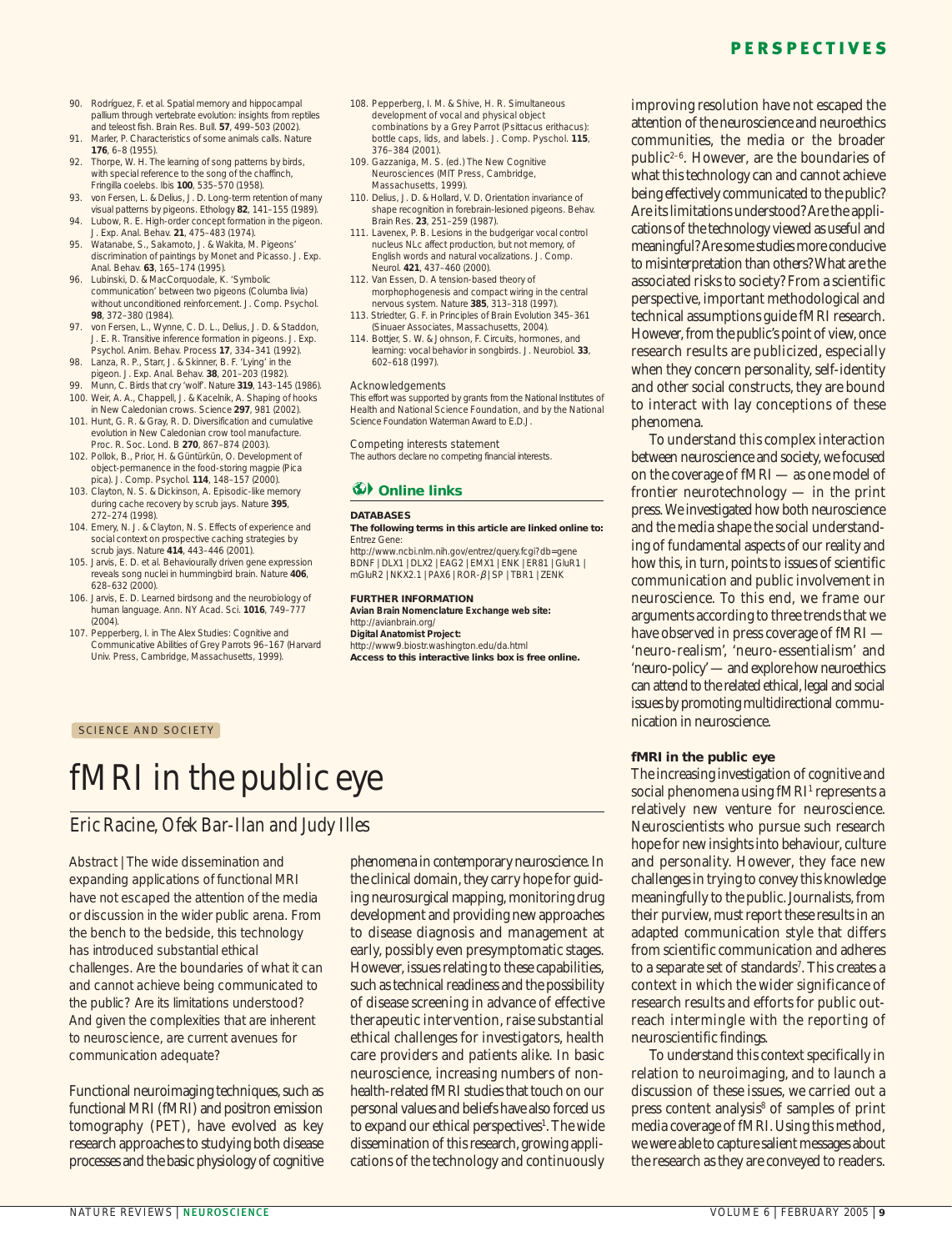90. Rodríguez, F. et al. Spatial memory and hippocampal pallium through vertebrate evolution: insights from reptiles and teleost fish. Brain Res. Bull. **57**, 499–503 (2002).
91. Marler, P. Characteristics of some animals calls. Nature **176**, 6–8 (1955).
92. Thorpe, W. H. The learning of song patterns by birds, with special reference to the song of the chaffinch, Fringilla coelebs. Ibis **100**, 535–570 (1958).
93. von Fersen, L. & Delius, J. D. Long-term retention of many visual patterns by pigeons. Ethology **82**, 141–155 (1989).
94. Lubow, R. E. High-order concept formation in the pigeon. J. Exp. Anal. Behav. **21**, 475–483 (1974).
95. Watanabe, S., Sakamoto, J. & Wakita, M. Pigeons' discrimination of paintings by Monet and Picasso. J. Exp. Anal. Behav. **63**, 165–174 (1995).
96. Lubinski, D. & MacCorquodale, K. 'Symbolic communication' between two pigeons (Columba livia) without unconditioned reinforcement. J. Comp. Psychol. **98**, 372–380 (1984).
97. von Fersen, L., Wynne, C. D. L., Delius, J. D. & Staddon, J. E. R. Transitive inference formation in pigeons. J. Exp. Psychol. Anim. Behav. Process **17**, 334–341 (1992).
98. Lanza, R. P., Starr, J. & Skinner, B. F. 'Lying' in the pigeon. J. Exp. Anal. Behav. **38**, 201–203 (1982).
99. Munn, C. Birds that cry 'wolf'. Nature **319**, 143–145 (1986).
100. Weir, A. A., Chappell, J. & Kacelnik, A. Shaping of hooks in New Caledonian crows. Science **297**, 981 (2002).
101. Hunt, G. R. & Gray, R. D. Diversification and cumulative evolution in New Caledonian crow tool manufacture. Proc. R. Soc. Lond. B **270**, 867–874 (2003).
102. Pollok, B., Prior, H. & Güntürkün, O. Development of object-permanence in the food-storing magpie (Pica pica). J. Comp. Psychol. **114**, 148–157 (2000).
103. Clayton, N. S. & Dickinson, A. Episodic-like memory during cache recovery by scrub jays. Nature **395**, 272–274 (1998).
104. Emery, N. J. & Clayton, N. S. Effects of experience and social context on prospective caching strategies by scrub jays. Nature **414**, 443–446 (2001).
105. Jarvis, E. D. et al. Behaviourally driven gene expression reveals song nuclei in hummingbird brain. Nature **406**, 628–632 (2000).
106. Jarvis, E. D. Learned birdsong and the neurobiology of human language. Ann. NY Acad. Sci. **1016**, 749–777 (2004).
107. Pepperberg, I. in The Alex Studies: Cognitive and Communicative Abilities of Grey Parrots 96–167 (Harvard Univ. Press, Cambridge, Massachusetts, 1999).
108. Pepperberg, I. M. & Shive, H. R. Simultaneous development of vocal and physical object combinations by a Grey Parrot (Psittacus erithacus): bottle caps, lids, and labels. J. Comp. Pyschol. **115**, 376–384 (2001).
109. Gazzaniga, M. S. (ed.) The New Cognitive Neurosciences (MIT Press, Cambridge, Massachusetts, 1999).
110. Delius, J. D. & Hollard, V. D. Orientation invariance of shape recognition in forebrain-lesioned pigeons. Behav. Brain Res. **23**, 251–259 (1987).
111. Lavenex, P. B. Lesions in the budgerigar vocal control nucleus NLc affect production, but not memory, of English words and natural vocalizations. J. Comp. Neurol. **421**, 437–460 (2000).
112. Van Essen, D. A tension-based theory of morphophogenesis and compact wiring in the central nervous system. Nature **385**, 313–318 (1997).
113. Striedter, G. F. in Principles of Brain Evolution 345–361 (Sinuaer Associates, Massachusetts, 2004).
114. Bottjer, S. W. & Johnson, F. Circuits, hormones, and learning: vocal behavior in songbirds. J. Neurobiol. **33**, 602–618 (1997).

### Acknowledgements
This effort was supported by grants from the National Institutes of Health and National Science Foundation, and by the National Science Foundation Waterman Award to E.D.J.

### Competing interests statement
The authors declare no competing financial interests.

### Online links

**DATABASES**

**The following terms in this article are linked online to:**
Entrez Gene:
http://www.ncbi.nlm.nih.gov/entrez/query.fcgi?db=gene
BDNF | DLX1 | DLX2 | EAG2 | EMX1 | ENK | ER81 | GluR1 | mGluR2 | NKX2.1 | PAX6 | ROR-$\beta$ | SP | TBR1 | ZENK

**FURTHER INFORMATION**
**Avian Brain Nomenclature Exchange web site:**
http://avianbrain.org/
**Digital Anatomist Project:**
http://www9.biostr.washington.edu/da.html
**Access to this interactive links box is free online.**

SCIENCE AND SOCIETY

# fMRI in the public eye

*Eric Racine, Ofek Bar-Ilan and Judy Illes*

*Abstract | The wide dissemination and expanding applications of functional MRI have not escaped the attention of the media or discussion in the wider public arena. From the bench to the bedside, this technology has introduced substantial ethical challenges. Are the boundaries of what it can and cannot achieve being communicated to the public? Are its limitations understood? And given the complexities that are inherent to neuroscience, are current avenues for communication adequate?*

Functional neuroimaging techniques, such as functional MRI (fMRI) and positron emission tomography (PET), have evolved as key research approaches to studying both disease processes and the basic physiology of cognitive phenomena in contemporary neuroscience. In the clinical domain, they carry hope for guiding neurosurgical mapping, monitoring drug development and providing new approaches to disease diagnosis and management at early, possibly even presymptomatic stages. However, issues relating to these capabilities, such as technical readiness and the possibility of disease screening in advance of effective therapeutic intervention, raise substantial ethical challenges for investigators, health care providers and patients alike. In basic neuroscience, increasing numbers of non-health-related fMRI studies that touch on our personal values and beliefs have also forced us to expand our ethical perspectives[1]. The wide dissemination of this research, growing applications of the technology and continuously improving resolution have not escaped the attention of the neuroscience and neuroethics communities, the media or the broader public[2–6]. However, are the boundaries of what this technology can and cannot achieve being effectively communicated to the public? Are its limitations understood? Are the applications of the technology viewed as useful and meaningful? Are some studies more conducive to misinterpretation than others? What are the associated risks to society? From a scientific perspective, important methodological and technical assumptions guide fMRI research. However, from the public's point of view, once research results are publicized, especially when they concern personality, self-identity and other social constructs, they are bound to interact with lay conceptions of these phenomena.

To understand this complex interaction between neuroscience and society, we focused on the coverage of fMRI — as one model of frontier neurotechnology — in the print press. We investigated how both neuroscience and the media shape the social understanding of fundamental aspects of our reality and how this, in turn, points to issues of scientific communication and public involvement in neuroscience. To this end, we frame our arguments according to three trends that we have observed in press coverage of fMRI — 'neuro-realism', 'neuro-essentialism' and 'neuro-policy' — and explore how neuroethics can attend to the related ethical, legal and social issues by promoting multidirectional communication in neuroscience.

#### fMRI in the public eye

The increasing investigation of cognitive and social phenomena using fMRI[1] represents a relatively new venture for neuroscience. Neuroscientists who pursue such research hope for new insights into behaviour, culture and personality. However, they face new challenges in trying to convey this knowledge meaningfully to the public. Journalists, from their purview, must report these results in an adapted communication style that differs from scientific communication and adheres to a separate set of standards[7]. This creates a context in which the wider significance of research results and efforts for public outreach intermingle with the reporting of neuroscientific findings.

To understand this context specifically in relation to neuroimaging, and to launch a discussion of these issues, we carried out a press content analysis[8] of samples of print media coverage of fMRI. Using this method, we were able to capture salient messages about the research as they are conveyed to readers.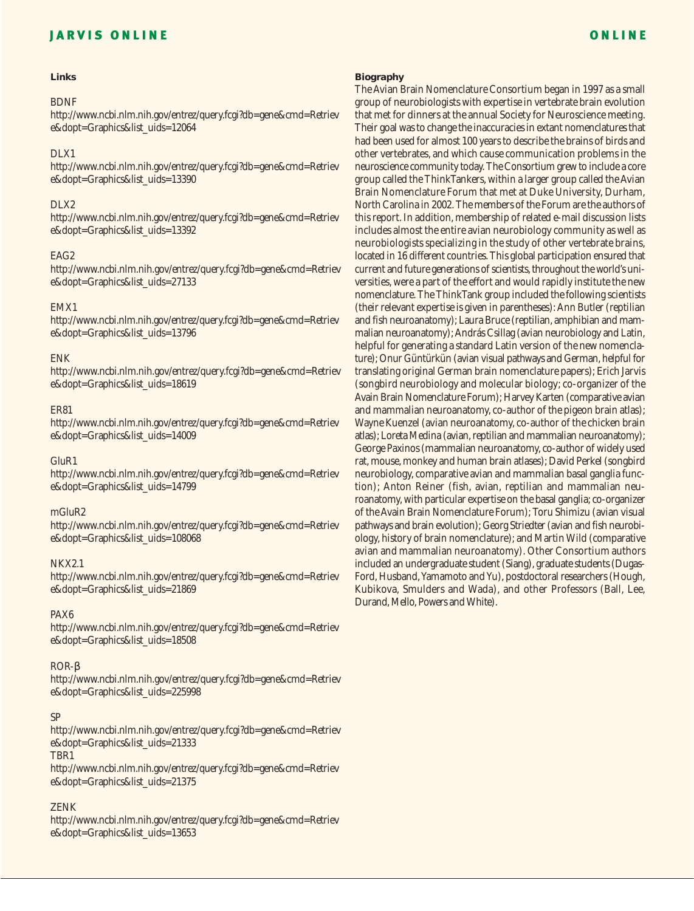**Links**

BDNF
http://www.ncbi.nlm.nih.gov/entrez/query.fcgi?db=gene&cmd=Retrieve&dopt=Graphics&list_uids=12064

DLX1
http://www.ncbi.nlm.nih.gov/entrez/query.fcgi?db=gene&cmd=Retrieve&dopt=Graphics&list_uids=13390

DLX2
http://www.ncbi.nlm.nih.gov/entrez/query.fcgi?db=gene&cmd=Retrieve&dopt=Graphics&list_uids=13392

EAG2
http://www.ncbi.nlm.nih.gov/entrez/query.fcgi?db=gene&cmd=Retrieve&dopt=Graphics&list_uids=27133

EMX1
http://www.ncbi.nlm.nih.gov/entrez/query.fcgi?db=gene&cmd=Retrieve&dopt=Graphics&list_uids=13796

ENK
http://www.ncbi.nlm.nih.gov/entrez/query.fcgi?db=gene&cmd=Retrieve&dopt=Graphics&list_uids=18619

ER81
http://www.ncbi.nlm.nih.gov/entrez/query.fcgi?db=gene&cmd=Retrieve&dopt=Graphics&list_uids=14009

GluR1
http://www.ncbi.nlm.nih.gov/entrez/query.fcgi?db=gene&cmd=Retrieve&dopt=Graphics&list_uids=14799

mGluR2
http://www.ncbi.nlm.nih.gov/entrez/query.fcgi?db=gene&cmd=Retrieve&dopt=Graphics&list_uids=108068

NKX2.1
http://www.ncbi.nlm.nih.gov/entrez/query.fcgi?db=gene&cmd=Retrieve&dopt=Graphics&list_uids=21869

PAX6
http://www.ncbi.nlm.nih.gov/entrez/query.fcgi?db=gene&cmd=Retrieve&dopt=Graphics&list_uids=18508

ROR-β
http://www.ncbi.nlm.nih.gov/entrez/query.fcgi?db=gene&cmd=Retrieve&dopt=Graphics&list_uids=225998

SP
http://www.ncbi.nlm.nih.gov/entrez/query.fcgi?db=gene&cmd=Retrieve&dopt=Graphics&list_uids=21333

TBR1
http://www.ncbi.nlm.nih.gov/entrez/query.fcgi?db=gene&cmd=Retrieve&dopt=Graphics&list_uids=21375

ZENK
http://www.ncbi.nlm.nih.gov/entrez/query.fcgi?db=gene&cmd=Retrieve&dopt=Graphics&list_uids=13653

**Biography**

The Avian Brain Nomenclature Consortium began in 1997 as a small group of neurobiologists with expertise in vertebrate brain evolution that met for dinners at the annual Society for Neuroscience meeting. Their goal was to change the inaccuracies in extant nomenclatures that had been used for almost 100 years to describe the brains of birds and other vertebrates, and which cause communication problems in the neuroscience community today. The Consortium grew to include a core group called the ThinkTankers, within a larger group called the Avian Brain Nomenclature Forum that met at Duke University, Durham, North Carolina in 2002. The members of the Forum are the authors of this report. In addition, membership of related e-mail discussion lists includes almost the entire avian neurobiology community as well as neurobiologists specializing in the study of other vertebrate brains, located in 16 different countries. This global participation ensured that current and future generations of scientists, throughout the world's universities, were a part of the effort and would rapidly institute the new nomenclature. The ThinkTank group included the following scientists (their relevant expertise is given in parentheses): Ann Butler (reptilian and fish neuroanatomy); Laura Bruce (reptilian, amphibian and mammalian neuroanatomy); András Csillag (avian neurobiology and Latin, helpful for generating a standard Latin version of the new nomenclature); Onur Güntürkün (avian visual pathways and German, helpful for translating original German brain nomenclature papers); Erich Jarvis (songbird neurobiology and molecular biology; co-organizer of the Avain Brain Nomenclature Forum); Harvey Karten (comparative avian and mammalian neuroanatomy, co-author of the pigeon brain atlas); Wayne Kuenzel (avian neuroanatomy, co-author of the chicken brain atlas); Loreta Medina (avian, reptilian and mammalian neuroanatomy); George Paxinos (mammalian neuroanatomy, co-author of widely used rat, mouse, monkey and human brain atlases); David Perkel (songbird neurobiology, comparative avian and mammalian basal ganglia function); Anton Reiner (fish, avian, reptilian and mammalian neuroanatomy, with particular expertise on the basal ganglia; co-organizer of the Avain Brain Nomenclature Forum); Toru Shimizu (avian visual pathways and brain evolution); Georg Striedter (avian and fish neurobiology, history of brain nomenclature); and Martin Wild (comparative avian and mammalian neuroanatomy). Other Consortium authors included an undergraduate student (Siang), graduate students (Dugas-Ford, Husband, Yamamoto and Yu), postdoctoral researchers (Hough, Kubikova, Smulders and Wada), and other Professors (Ball, Lee, Durand, Mello, Powers and White).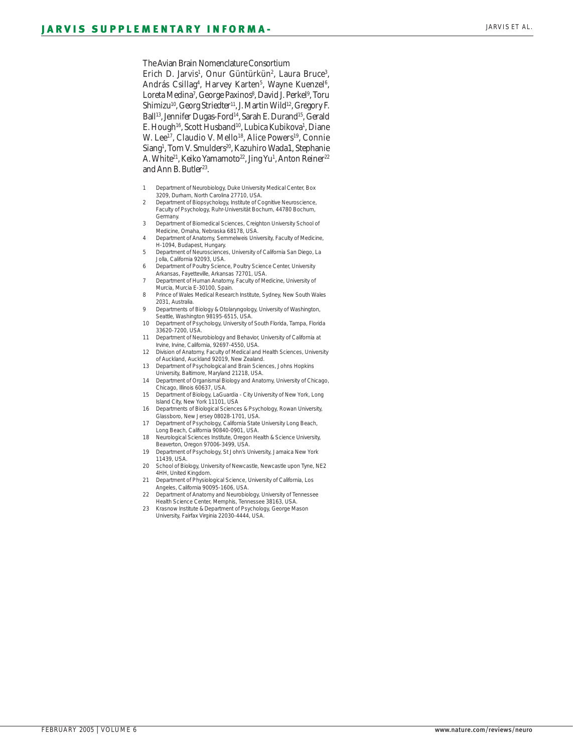The Avian Brain Nomenclature Consortium

Erich D. Jarvis[1], Onur Güntürkün[2], Laura Bruce[3], András Csillag[4], Harvey Karten[5], Wayne Kuenzel[6], Loreta Medina[7], George Paxinos[8], David J. Perkel[9], Toru Shimizu[10], Georg Striedter[11], J. Martin Wild[12], Gregory F. Ball[13], Jennifer Dugas-Ford[14], Sarah E. Durand[15], Gerald E. Hough[16], Scott Husband[10], Lubica Kubikova[1], Diane W. Lee[17], Claudio V. Mello[18], Alice Powers[19], Connie Siang[1], Tom V. Smulders[20], Kazuhiro Wada1, Stephanie A. White[21], Keiko Yamamoto[22], Jing Yu[1], Anton Reiner[22] and Ann B. Butler[23].

1. Department of Neurobiology, Duke University Medical Center, Box 3209, Durham, North Carolina 27710, USA.
2. Department of Biopsychology, Institute of Cognitive Neuroscience, Faculty of Psychology, Ruhr-Universität Bochum, 44780 Bochum, Germany.
3. Department of Biomedical Sciences, Creighton University School of Medicine, Omaha, Nebraska 68178, USA.
4. Department of Anatomy, Semmelweis University, Faculty of Medicine, H-1094, Budapest, Hungary.
5. Department of Neurosciences, University of California San Diego, La Jolla, California 92093, USA.
6. Department of Poultry Science, Poultry Science Center, University Arkansas, Fayetteville, Arkansas 72701, USA.
7. Department of Human Anatomy, Faculty of Medicine, University of Murcia, Murcia E-30100, Spain.
8. Prince of Wales Medical Research Institute, Sydney, New South Wales 2031, Australia.
9. Departments of Biology & Otolaryngology, University of Washington, Seattle, Washington 98195-6515, USA.
10. Department of Psychology, University of South Florida, Tampa, Florida 33620-7200, USA.
11. Department of Neurobiology and Behavior, University of California at Irvine, Irvine, California, 92697-4550, USA.
12. Division of Anatomy, Faculty of Medical and Health Sciences, University of Auckland, Auckland 92019, New Zealand.
13. Department of Psychological and Brain Sciences, Johns Hopkins University, Baltimore, Maryland 21218, USA.
14. Department of Organismal Biology and Anatomy, University of Chicago, Chicago, Illinois 60637, USA.
15. Department of Biology, LaGuardia - City University of New York, Long Island City, New York 11101, USA
16. Departments of Biological Sciences & Psychology, Rowan University, Glassboro, New Jersey 08028-1701, USA.
17. Department of Psychology, California State University Long Beach, Long Beach, California 90840-0901, USA.
18. Neurological Sciences Institute, Oregon Health & Science University, Beaverton, Oregon 97006-3499, USA.
19. Department of Psychology, St John's University, Jamaica New York 11439, USA.
20. School of Biology, University of Newcastle, Newcastle upon Tyne, NE2 4HH, United Kingdom.
21. Department of Physiological Science, University of California, Los Angeles, California 90095-1606, USA.
22. Department of Anatomy and Neurobiology, University of Tennessee Health Science Center, Memphis, Tennessee 38163, USA.
23. Krasnow Institute & Department of Psychology, George Mason University, Fairfax Virginia 22030-4444, USA.